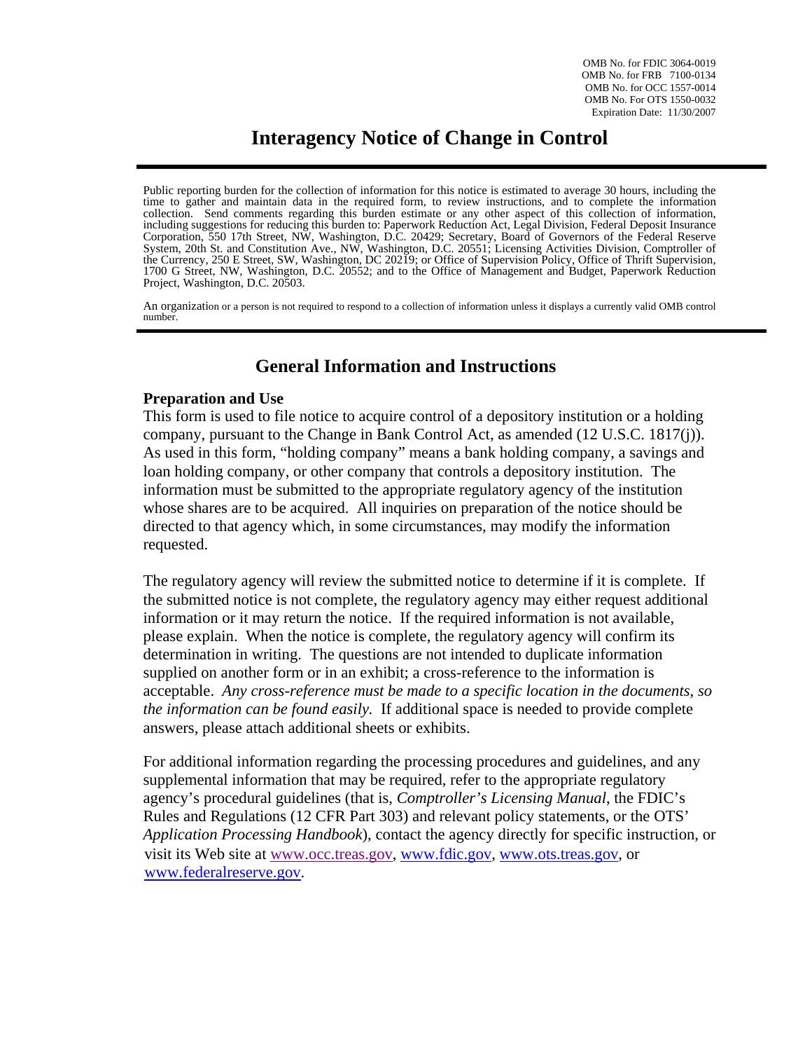OMB No. for FDIC 3064-0019
OMB No. for FRB 7100-0134
OMB No. for OCC 1557-0014
OMB No. For OTS 1550-0032
Expiration Date: 11/30/2007

# Interagency Notice of Change in Control

Public reporting burden for the collection of information for this notice is estimated to average 30 hours, including the time to gather and maintain data in the required form, to review instructions, and to complete the information collection. Send comments regarding this burden estimate or any other aspect of this collection of information, including suggestions for reducing this burden to: Paperwork Reduction Act, Legal Division, Federal Deposit Insurance Corporation, 550 17th Street, NW, Washington, D.C. 20429; Secretary, Board of Governors of the Federal Reserve System, 20th St. and Constitution Ave., NW, Washington, D.C. 20551; Licensing Activities Division, Comptroller of the Currency, 250 E Street, SW, Washington, DC 20219; or Office of Supervision Policy, Office of Thrift Supervision, 1700 G Street, NW, Washington, D.C. 20552; and to the Office of Management and Budget, Paperwork Reduction Project, Washington, D.C. 20503.

An organization or a person is not required to respond to a collection of information unless it displays a currently valid OMB control number.

## General Information and Instructions

### Preparation and Use

This form is used to file notice to acquire control of a depository institution or a holding company, pursuant to the Change in Bank Control Act, as amended (12 U.S.C. 1817(j)). As used in this form, "holding company" means a bank holding company, a savings and loan holding company, or other company that controls a depository institution. The information must be submitted to the appropriate regulatory agency of the institution whose shares are to be acquired. All inquiries on preparation of the notice should be directed to that agency which, in some circumstances, may modify the information requested.

The regulatory agency will review the submitted notice to determine if it is complete. If the submitted notice is not complete, the regulatory agency may either request additional information or it may return the notice. If the required information is not available, please explain. When the notice is complete, the regulatory agency will confirm its determination in writing. The questions are not intended to duplicate information supplied on another form or in an exhibit; a cross-reference to the information is acceptable. *Any cross-reference must be made to a specific location in the documents, so the information can be found easily.* If additional space is needed to provide complete answers, please attach additional sheets or exhibits.

For additional information regarding the processing procedures and guidelines, and any supplemental information that may be required, refer to the appropriate regulatory agency's procedural guidelines (that is, *Comptroller's Licensing Manual*, the FDIC's Rules and Regulations (12 CFR Part 303) and relevant policy statements, or the OTS' *Application Processing Handbook*), contact the agency directly for specific instruction, or visit its Web site at www.occ.treas.gov, www.fdic.gov, www.ots.treas.gov, or www.federalreserve.gov.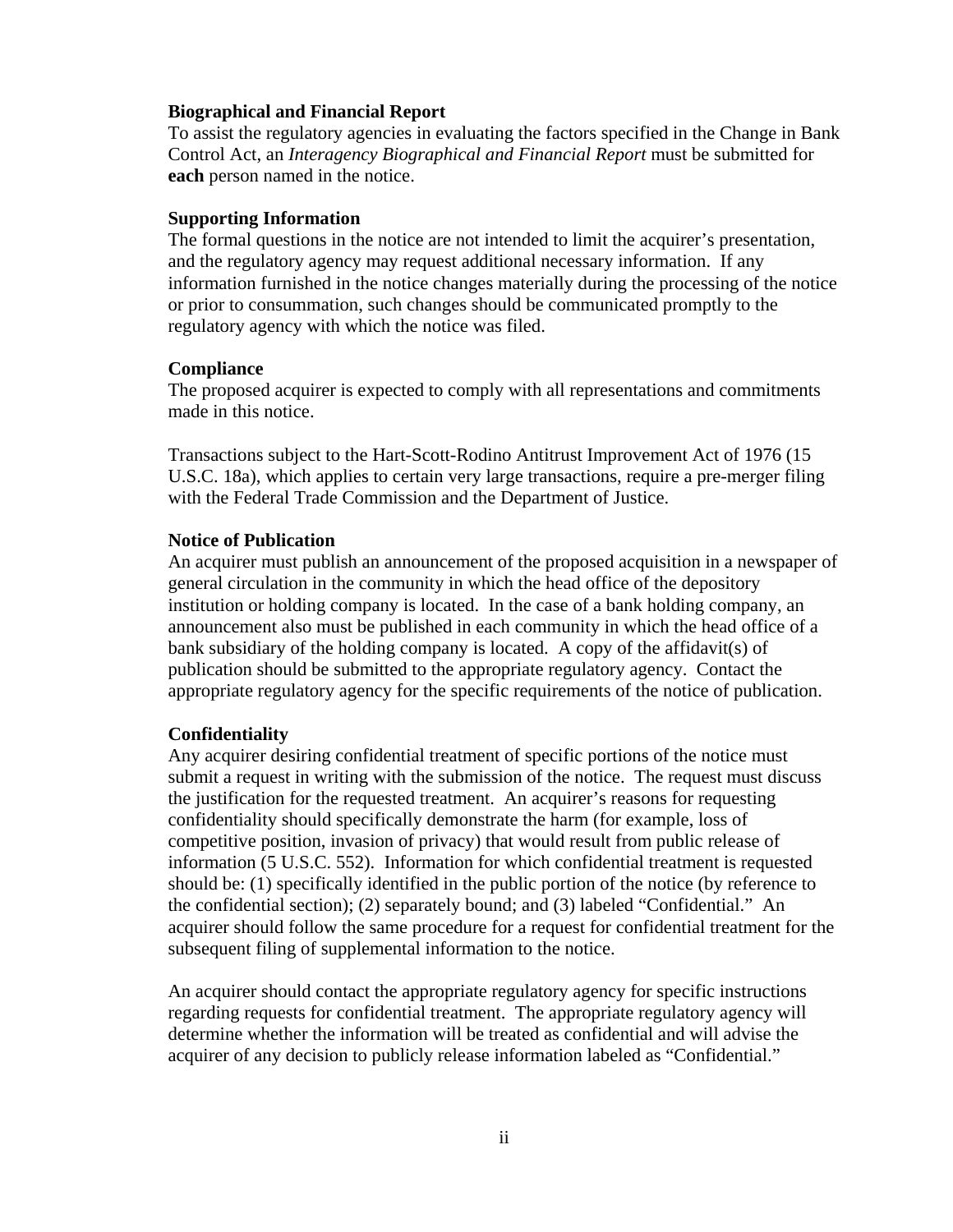**Biographical and Financial Report**
To assist the regulatory agencies in evaluating the factors specified in the Change in Bank Control Act, an *Interagency Biographical and Financial Report* must be submitted for **each** person named in the notice.

**Supporting Information**
The formal questions in the notice are not intended to limit the acquirer's presentation, and the regulatory agency may request additional necessary information. If any information furnished in the notice changes materially during the processing of the notice or prior to consummation, such changes should be communicated promptly to the regulatory agency with which the notice was filed.

**Compliance**
The proposed acquirer is expected to comply with all representations and commitments made in this notice.

Transactions subject to the Hart-Scott-Rodino Antitrust Improvement Act of 1976 (15 U.S.C. 18a), which applies to certain very large transactions, require a pre-merger filing with the Federal Trade Commission and the Department of Justice.

**Notice of Publication**
An acquirer must publish an announcement of the proposed acquisition in a newspaper of general circulation in the community in which the head office of the depository institution or holding company is located. In the case of a bank holding company, an announcement also must be published in each community in which the head office of a bank subsidiary of the holding company is located. A copy of the affidavit(s) of publication should be submitted to the appropriate regulatory agency. Contact the appropriate regulatory agency for the specific requirements of the notice of publication.

**Confidentiality**
Any acquirer desiring confidential treatment of specific portions of the notice must submit a request in writing with the submission of the notice. The request must discuss the justification for the requested treatment. An acquirer's reasons for requesting confidentiality should specifically demonstrate the harm (for example, loss of competitive position, invasion of privacy) that would result from public release of information (5 U.S.C. 552). Information for which confidential treatment is requested should be: (1) specifically identified in the public portion of the notice (by reference to the confidential section); (2) separately bound; and (3) labeled "Confidential." An acquirer should follow the same procedure for a request for confidential treatment for the subsequent filing of supplemental information to the notice.

An acquirer should contact the appropriate regulatory agency for specific instructions regarding requests for confidential treatment. The appropriate regulatory agency will determine whether the information will be treated as confidential and will advise the acquirer of any decision to publicly release information labeled as "Confidential."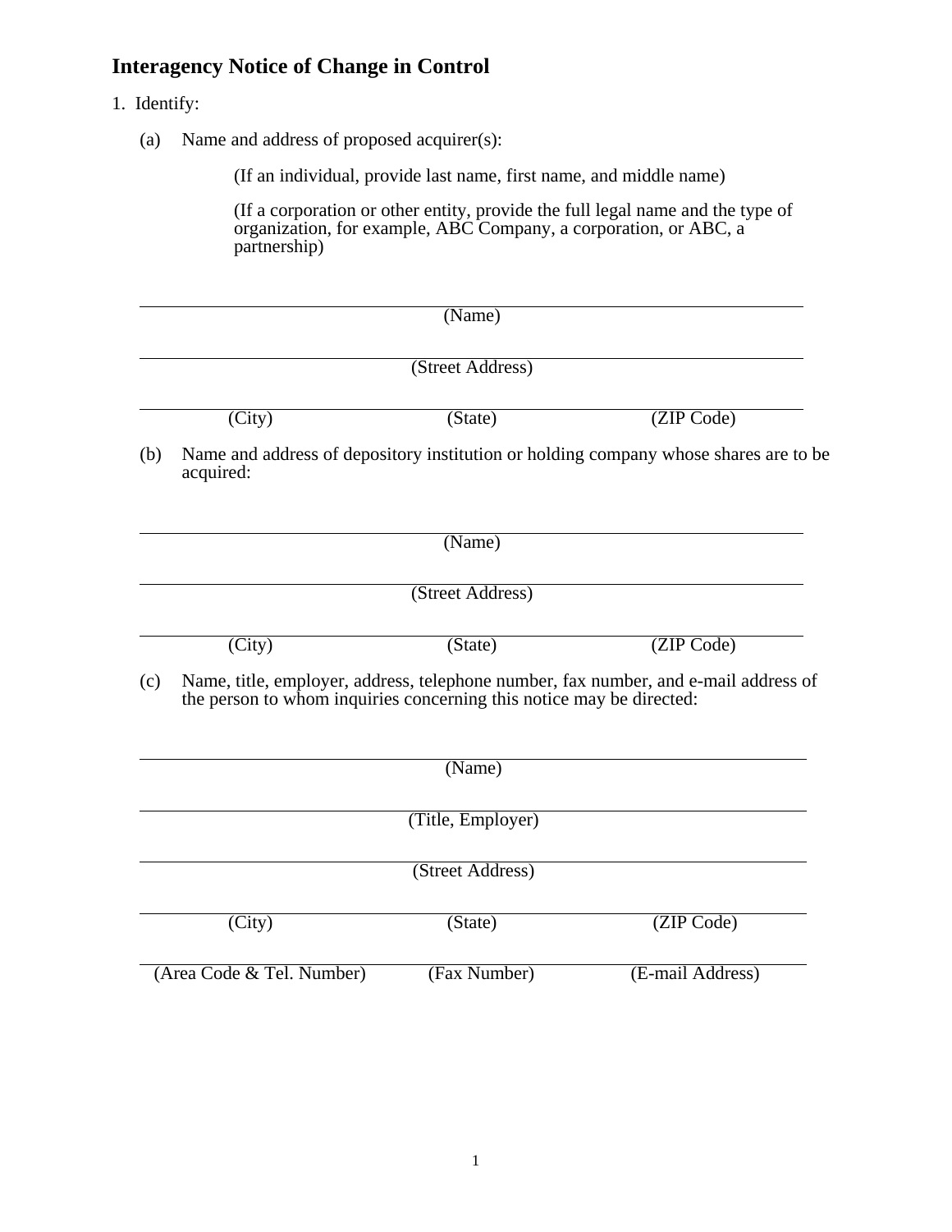## Interagency Notice of Change in Control

1. Identify:

   (a) Name and address of proposed acquirer(s):

   (If an individual, provide last name, first name, and middle name)

   (If a corporation or other entity, provide the full legal name and the type of organization, for example, ABC Company, a corporation, or ABC, a partnership)

______________________________________________
(Name)

______________________________________________
(Street Address)

______________________________________________
(City) (State) (ZIP Code)

   (b) Name and address of depository institution or holding company whose shares are to be acquired:

______________________________________________
(Name)

______________________________________________
(Street Address)

______________________________________________
(City) (State) (ZIP Code)

   (c) Name, title, employer, address, telephone number, fax number, and e-mail address of the person to whom inquiries concerning this notice may be directed:

______________________________________________
(Name)

______________________________________________
(Title, Employer)

______________________________________________
(Street Address)

______________________________________________
(City) (State) (ZIP Code)

______________________________________________
(Area Code & Tel. Number) (Fax Number) (E-mail Address)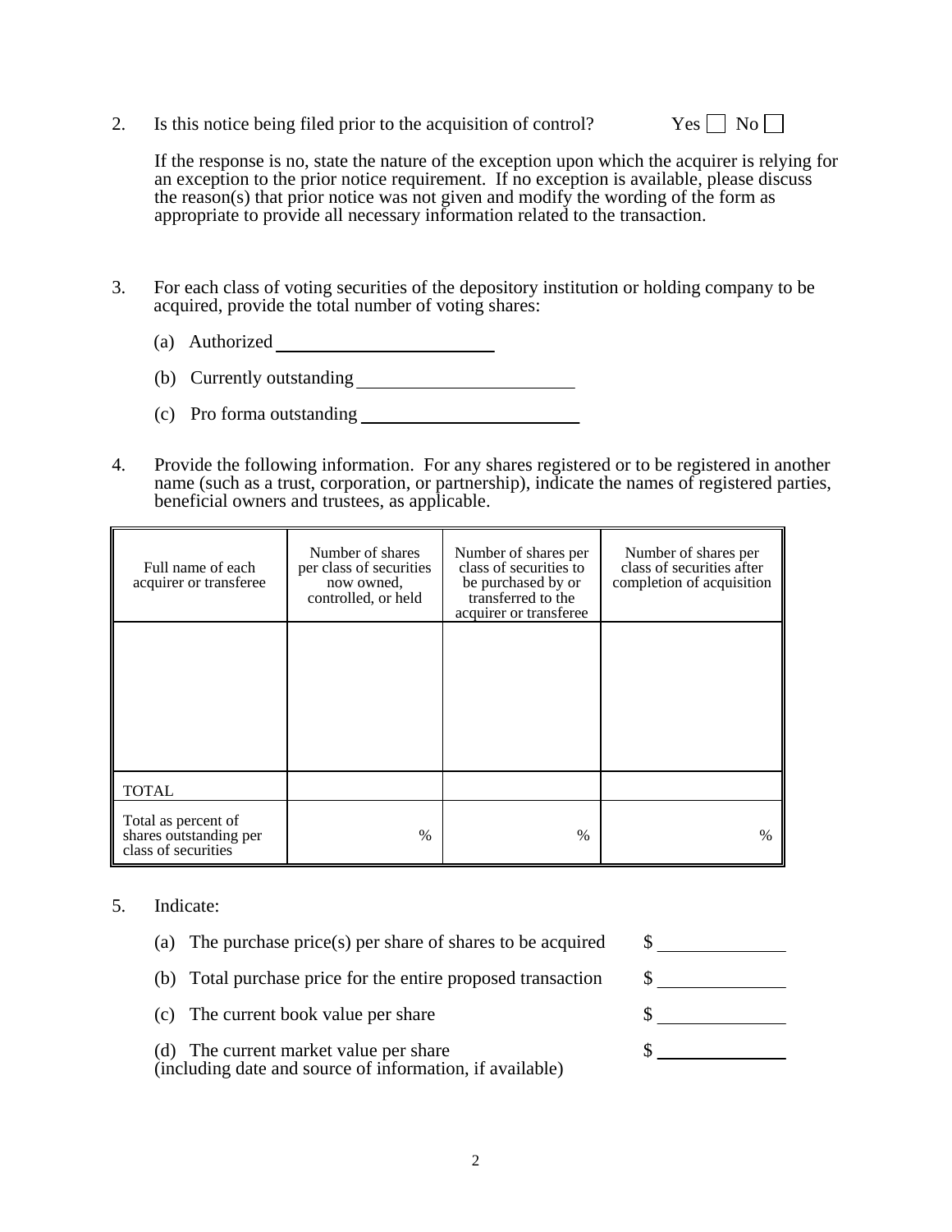2. Is this notice being filed prior to the acquisition of control? Yes ☐ No ☐

   If the response is no, state the nature of the exception upon which the acquirer is relying for an exception to the prior notice requirement. If no exception is available, please discuss the reason(s) that prior notice was not given and modify the wording of the form as appropriate to provide all necessary information related to the transaction.

3. For each class of voting securities of the depository institution or holding company to be acquired, provide the total number of voting shares:

   (a) Authorized ________________________

   (b) Currently outstanding ________________________

   (c) Pro forma outstanding ________________________

4. Provide the following information. For any shares registered or to be registered in another name (such as a trust, corporation, or partnership), indicate the names of registered parties, beneficial owners and trustees, as applicable.

| Full name of each acquirer or transferee | Number of shares per class of securities now owned, controlled, or held | Number of shares per class of securities to be purchased by or transferred to the acquirer or transferee | Number of shares per class of securities after completion of acquisition |
|---|---|---|---|
| | | | |
| TOTAL | | | |
| Total as percent of shares outstanding per class of securities | % | % | % |

5. Indicate:

   (a) The purchase price(s) per share of shares to be acquired $ ______________

   (b) Total purchase price for the entire proposed transaction $ ______________

   (c) The current book value per share $ ______________

   (d) The current market value per share (including date and source of information, if available) $ ______________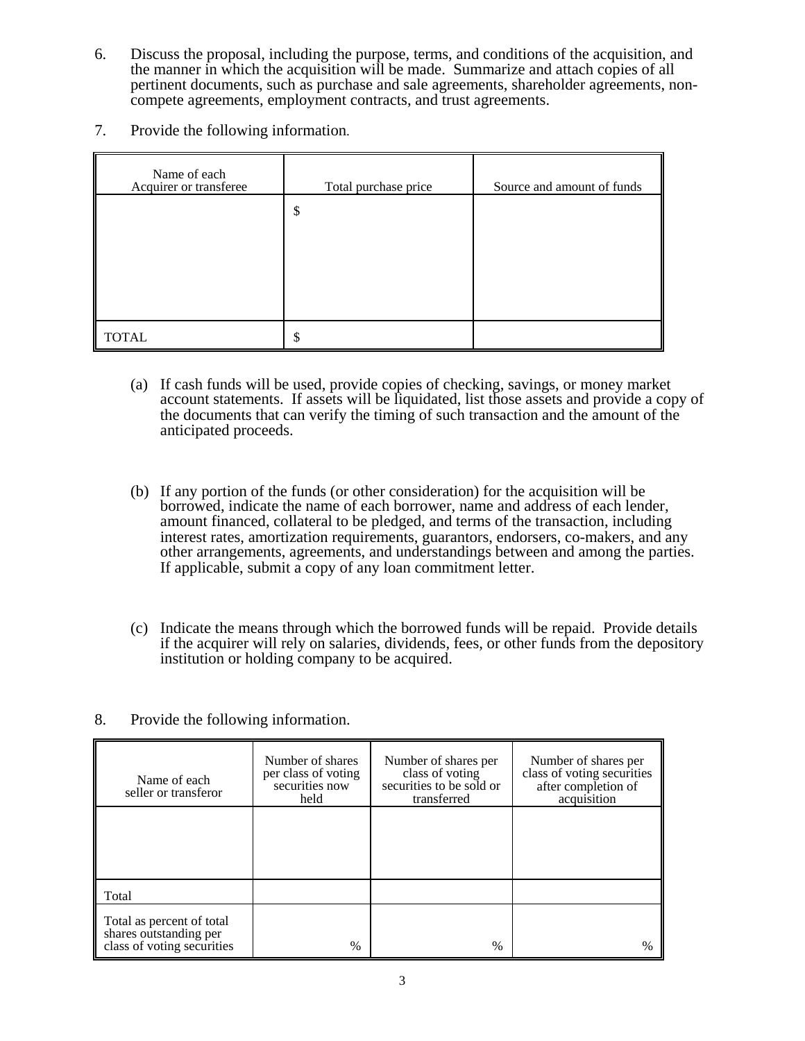6. Discuss the proposal, including the purpose, terms, and conditions of the acquisition, and the manner in which the acquisition will be made. Summarize and attach copies of all pertinent documents, such as purchase and sale agreements, shareholder agreements, non-compete agreements, employment contracts, and trust agreements.

7. Provide the following information.

| Name of each Acquirer or transferee | Total purchase price | Source and amount of funds |
|---|---|---|
| | $ | |
| TOTAL | $ | |

   (a) If cash funds will be used, provide copies of checking, savings, or money market account statements. If assets will be liquidated, list those assets and provide a copy of the documents that can verify the timing of such transaction and the amount of the anticipated proceeds.

   (b) If any portion of the funds (or other consideration) for the acquisition will be borrowed, indicate the name of each borrower, name and address of each lender, amount financed, collateral to be pledged, and terms of the transaction, including interest rates, amortization requirements, guarantors, endorsers, co-makers, and any other arrangements, agreements, and understandings between and among the parties. If applicable, submit a copy of any loan commitment letter.

   (c) Indicate the means through which the borrowed funds will be repaid. Provide details if the acquirer will rely on salaries, dividends, fees, or other funds from the depository institution or holding company to be acquired.

8. Provide the following information.

| Name of each seller or transferor | Number of shares per class of voting securities now held | Number of shares per class of voting securities to be sold or transferred | Number of shares per class of voting securities after completion of acquisition |
|---|---|---|---|
| | | | |
| Total | | | |
| Total as percent of total shares outstanding per class of voting securities | % | % | % |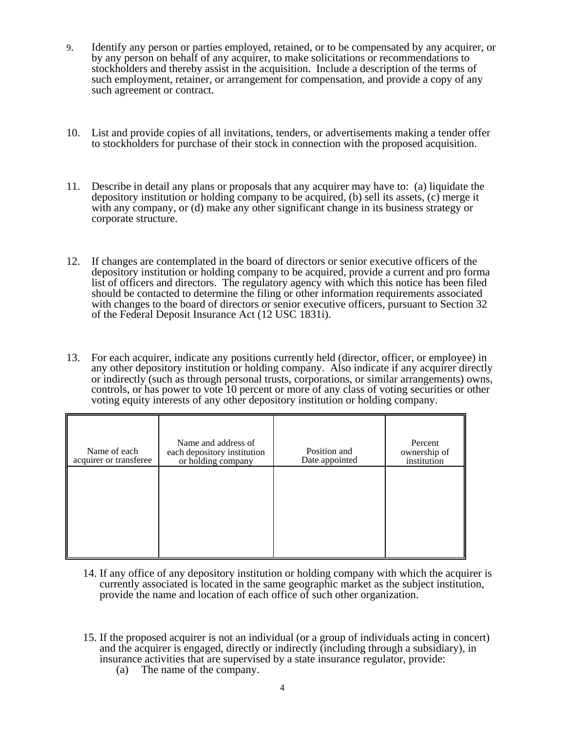9. Identify any person or parties employed, retained, or to be compensated by any acquirer, or by any person on behalf of any acquirer, to make solicitations or recommendations to stockholders and thereby assist in the acquisition. Include a description of the terms of such employment, retainer, or arrangement for compensation, and provide a copy of any such agreement or contract.

10. List and provide copies of all invitations, tenders, or advertisements making a tender offer to stockholders for purchase of their stock in connection with the proposed acquisition.

11. Describe in detail any plans or proposals that any acquirer may have to: (a) liquidate the depository institution or holding company to be acquired, (b) sell its assets, (c) merge it with any company, or (d) make any other significant change in its business strategy or corporate structure.

12. If changes are contemplated in the board of directors or senior executive officers of the depository institution or holding company to be acquired, provide a current and pro forma list of officers and directors. The regulatory agency with which this notice has been filed should be contacted to determine the filing or other information requirements associated with changes to the board of directors or senior executive officers, pursuant to Section 32 of the Federal Deposit Insurance Act (12 USC 1831i).

13. For each acquirer, indicate any positions currently held (director, officer, or employee) in any other depository institution or holding company. Also indicate if any acquirer directly or indirectly (such as through personal trusts, corporations, or similar arrangements) owns, controls, or has power to vote 10 percent or more of any class of voting securities or other voting equity interests of any other depository institution or holding company.

| Name of each acquirer or transferee | Name and address of each depository institution or holding company | Position and Date appointed | Percent ownership of institution |
| --- | --- | --- | --- |
| | | | |

14. If any office of any depository institution or holding company with which the acquirer is currently associated is located in the same geographic market as the subject institution, provide the name and location of each office of such other organization.

15. If the proposed acquirer is not an individual (or a group of individuals acting in concert) and the acquirer is engaged, directly or indirectly (including through a subsidiary), in insurance activities that are supervised by a state insurance regulator, provide:
    (a) The name of the company.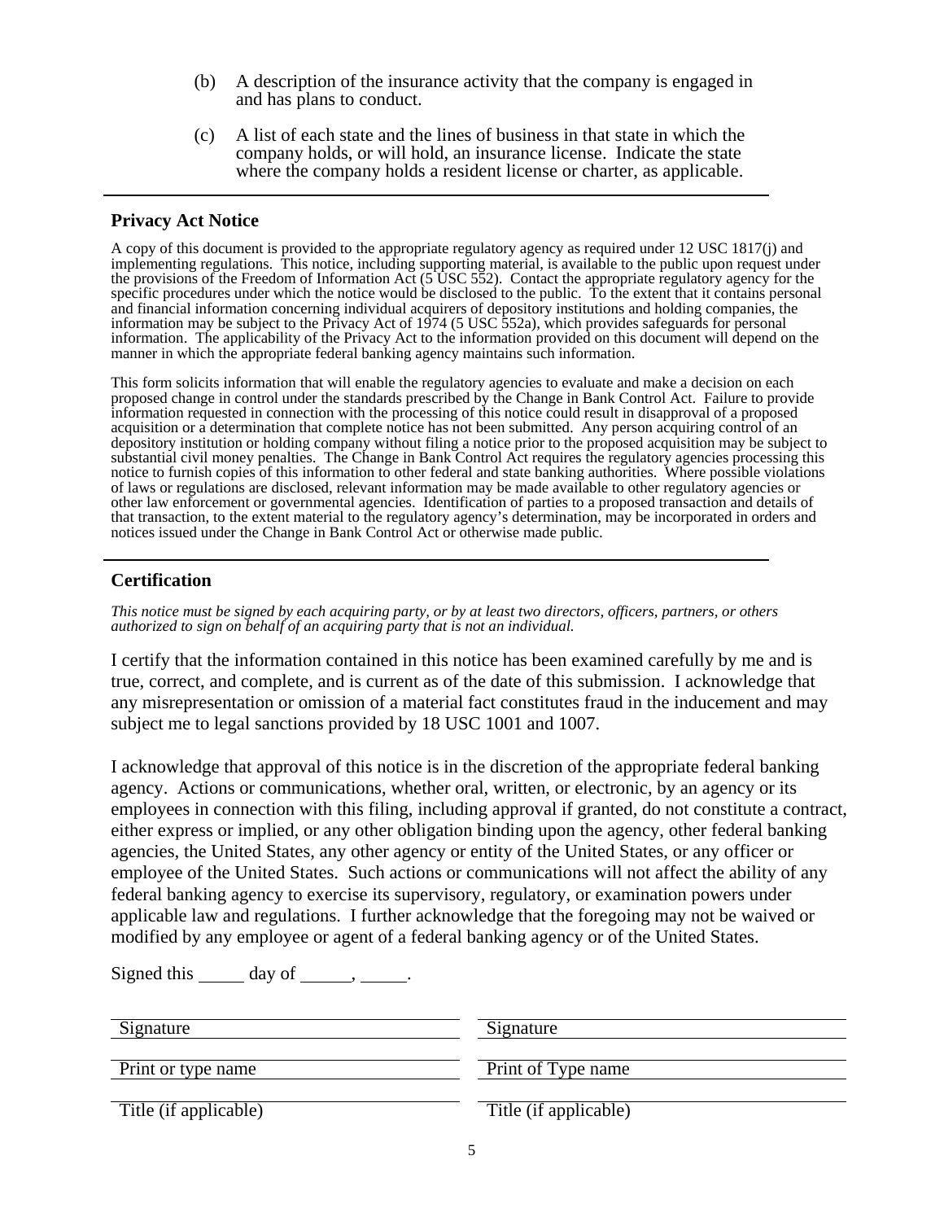(b) A description of the insurance activity that the company is engaged in and has plans to conduct.

(c) A list of each state and the lines of business in that state in which the company holds, or will hold, an insurance license. Indicate the state where the company holds a resident license or charter, as applicable.

---

### Privacy Act Notice

A copy of this document is provided to the appropriate regulatory agency as required under 12 USC 1817(j) and implementing regulations. This notice, including supporting material, is available to the public upon request under the provisions of the Freedom of Information Act (5 USC 552). Contact the appropriate regulatory agency for the specific procedures under which the notice would be disclosed to the public. To the extent that it contains personal and financial information concerning individual acquirers of depository institutions and holding companies, the information may be subject to the Privacy Act of 1974 (5 USC 552a), which provides safeguards for personal information. The applicability of the Privacy Act to the information provided on this document will depend on the manner in which the appropriate federal banking agency maintains such information.

This form solicits information that will enable the regulatory agencies to evaluate and make a decision on each proposed change in control under the standards prescribed by the Change in Bank Control Act. Failure to provide information requested in connection with the processing of this notice could result in disapproval of a proposed acquisition or a determination that complete notice has not been submitted. Any person acquiring control of an depository institution or holding company without filing a notice prior to the proposed acquisition may be subject to substantial civil money penalties. The Change in Bank Control Act requires the regulatory agencies processing this notice to furnish copies of this information to other federal and state banking authorities. Where possible violations of laws or regulations are disclosed, relevant information may be made available to other regulatory agencies or other law enforcement or governmental agencies. Identification of parties to a proposed transaction and details of that transaction, to the extent material to the regulatory agency's determination, may be incorporated in orders and notices issued under the Change in Bank Control Act or otherwise made public.

---

### Certification

*This notice must be signed by each acquiring party, or by at least two directors, officers, partners, or others authorized to sign on behalf of an acquiring party that is not an individual.*

I certify that the information contained in this notice has been examined carefully by me and is true, correct, and complete, and is current as of the date of this submission. I acknowledge that any misrepresentation or omission of a material fact constitutes fraud in the inducement and may subject me to legal sanctions provided by 18 USC 1001 and 1007.

I acknowledge that approval of this notice is in the discretion of the appropriate federal banking agency. Actions or communications, whether oral, written, or electronic, by an agency or its employees in connection with this filing, including approval if granted, do not constitute a contract, either express or implied, or any other obligation binding upon the agency, other federal banking agencies, the United States, any other agency or entity of the United States, or any officer or employee of the United States. Such actions or communications will not affect the ability of any federal banking agency to exercise its supervisory, regulatory, or examination powers under applicable law and regulations. I further acknowledge that the foregoing may not be waived or modified by any employee or agent of a federal banking agency or of the United States.

Signed this _____ day of ______, _____.

| | |
|---|---|
| Signature | Signature |
| Print or type name | Print of Type name |
| Title (if applicable) | Title (if applicable) |